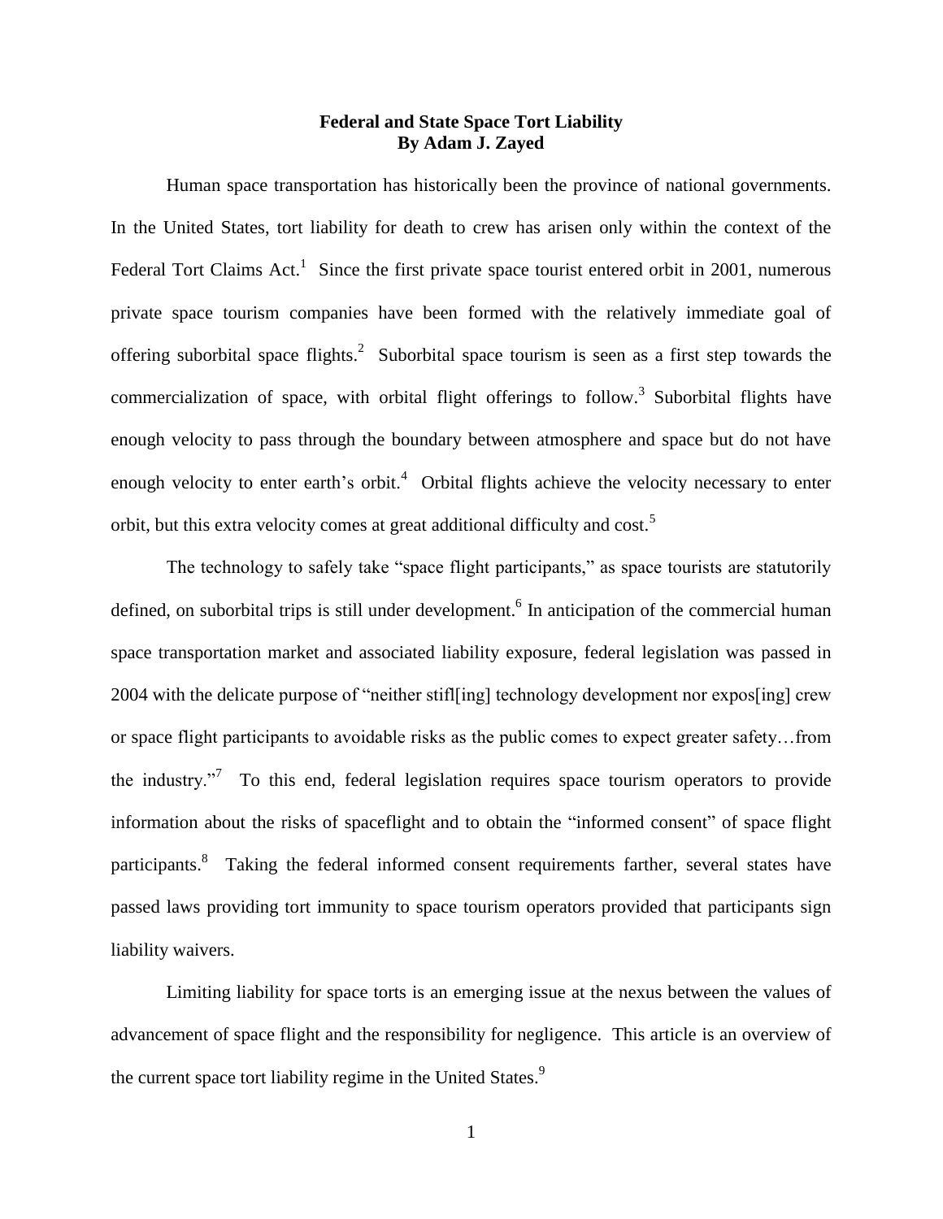# Federal and State Space Tort Liability

**By Adam J. Zayed**

Human space transportation has historically been the province of national governments. In the United States, tort liability for death to crew has arisen only within the context of the Federal Tort Claims Act.[1] Since the first private space tourist entered orbit in 2001, numerous private space tourism companies have been formed with the relatively immediate goal of offering suborbital space flights.[2] Suborbital space tourism is seen as a first step towards the commercialization of space, with orbital flight offerings to follow.[3] Suborbital flights have enough velocity to pass through the boundary between atmosphere and space but do not have enough velocity to enter earth's orbit.[4] Orbital flights achieve the velocity necessary to enter orbit, but this extra velocity comes at great additional difficulty and cost.[5]

The technology to safely take "space flight participants," as space tourists are statutorily defined, on suborbital trips is still under development.[6] In anticipation of the commercial human space transportation market and associated liability exposure, federal legislation was passed in 2004 with the delicate purpose of "neither stifl[ing] technology development nor expos[ing] crew or space flight participants to avoidable risks as the public comes to expect greater safety…from the industry."[7] To this end, federal legislation requires space tourism operators to provide information about the risks of spaceflight and to obtain the "informed consent" of space flight participants.[8] Taking the federal informed consent requirements farther, several states have passed laws providing tort immunity to space tourism operators provided that participants sign liability waivers.

Limiting liability for space torts is an emerging issue at the nexus between the values of advancement of space flight and the responsibility for negligence. This article is an overview of the current space tort liability regime in the United States.[9]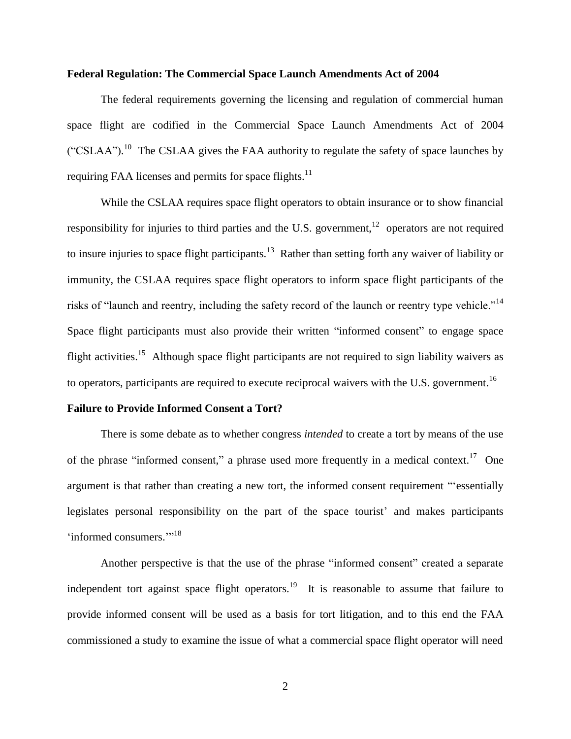**Federal Regulation: The Commercial Space Launch Amendments Act of 2004**

The federal requirements governing the licensing and regulation of commercial human space flight are codified in the Commercial Space Launch Amendments Act of 2004 ("CSLAA").[10] The CSLAA gives the FAA authority to regulate the safety of space launches by requiring FAA licenses and permits for space flights.[11]

While the CSLAA requires space flight operators to obtain insurance or to show financial responsibility for injuries to third parties and the U.S. government,[12] operators are not required to insure injuries to space flight participants.[13] Rather than setting forth any waiver of liability or immunity, the CSLAA requires space flight operators to inform space flight participants of the risks of "launch and reentry, including the safety record of the launch or reentry type vehicle."[14] Space flight participants must also provide their written "informed consent" to engage space flight activities.[15] Although space flight participants are not required to sign liability waivers as to operators, participants are required to execute reciprocal waivers with the U.S. government.[16]

**Failure to Provide Informed Consent a Tort?**

There is some debate as to whether congress *intended* to create a tort by means of the use of the phrase "informed consent," a phrase used more frequently in a medical context.[17] One argument is that rather than creating a new tort, the informed consent requirement "'essentially legislates personal responsibility on the part of the space tourist' and makes participants 'informed consumers.'"[18]

Another perspective is that the use of the phrase "informed consent" created a separate independent tort against space flight operators.[19] It is reasonable to assume that failure to provide informed consent will be used as a basis for tort litigation, and to this end the FAA commissioned a study to examine the issue of what a commercial space flight operator will need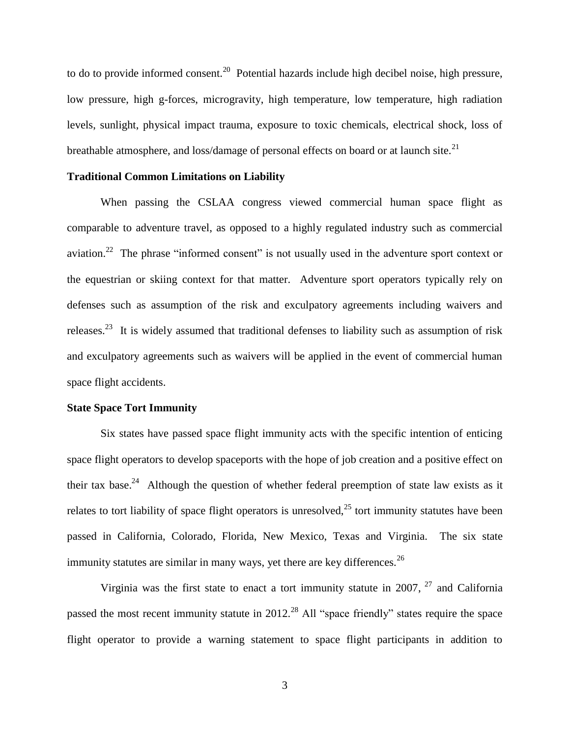to do to provide informed consent.[20] Potential hazards include high decibel noise, high pressure, low pressure, high g-forces, microgravity, high temperature, low temperature, high radiation levels, sunlight, physical impact trauma, exposure to toxic chemicals, electrical shock, loss of breathable atmosphere, and loss/damage of personal effects on board or at launch site.[21]

**Traditional Common Limitations on Liability**

When passing the CSLAA congress viewed commercial human space flight as comparable to adventure travel, as opposed to a highly regulated industry such as commercial aviation.[22] The phrase "informed consent" is not usually used in the adventure sport context or the equestrian or skiing context for that matter. Adventure sport operators typically rely on defenses such as assumption of the risk and exculpatory agreements including waivers and releases.[23] It is widely assumed that traditional defenses to liability such as assumption of risk and exculpatory agreements such as waivers will be applied in the event of commercial human space flight accidents.

**State Space Tort Immunity**

Six states have passed space flight immunity acts with the specific intention of enticing space flight operators to develop spaceports with the hope of job creation and a positive effect on their tax base.[24] Although the question of whether federal preemption of state law exists as it relates to tort liability of space flight operators is unresolved,[25] tort immunity statutes have been passed in California, Colorado, Florida, New Mexico, Texas and Virginia. The six state immunity statutes are similar in many ways, yet there are key differences.[26]

Virginia was the first state to enact a tort immunity statute in 2007, [27] and California passed the most recent immunity statute in 2012.[28] All "space friendly" states require the space flight operator to provide a warning statement to space flight participants in addition to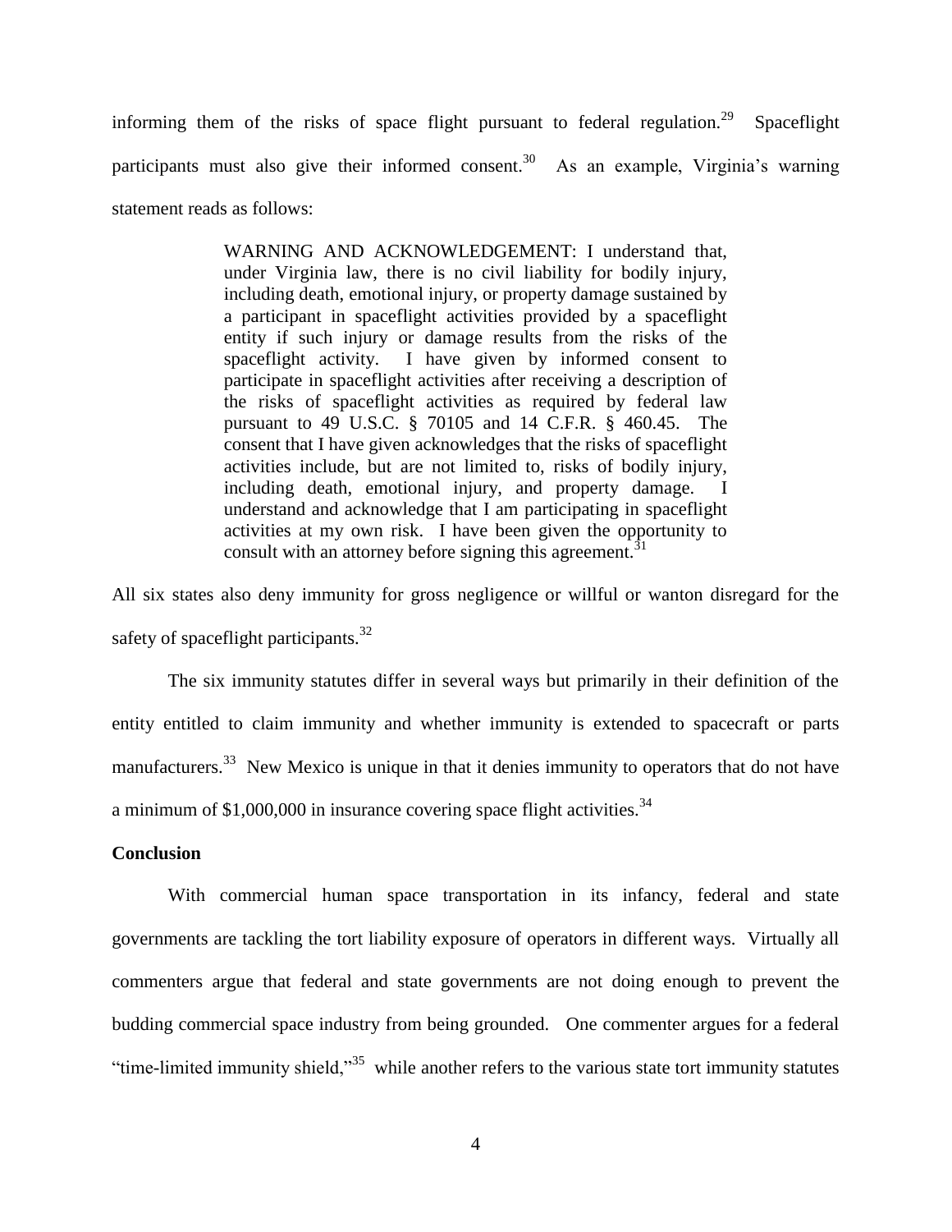informing them of the risks of space flight pursuant to federal regulation.[29] Spaceflight participants must also give their informed consent.[30] As an example, Virginia's warning statement reads as follows:

> WARNING AND ACKNOWLEDGEMENT: I understand that, under Virginia law, there is no civil liability for bodily injury, including death, emotional injury, or property damage sustained by a participant in spaceflight activities provided by a spaceflight entity if such injury or damage results from the risks of the spaceflight activity. I have given by informed consent to participate in spaceflight activities after receiving a description of the risks of spaceflight activities as required by federal law pursuant to 49 U.S.C. § 70105 and 14 C.F.R. § 460.45. The consent that I have given acknowledges that the risks of spaceflight activities include, but are not limited to, risks of bodily injury, including death, emotional injury, and property damage. I understand and acknowledge that I am participating in spaceflight activities at my own risk. I have been given the opportunity to consult with an attorney before signing this agreement.[31]

All six states also deny immunity for gross negligence or willful or wanton disregard for the safety of spaceflight participants.[32]

The six immunity statutes differ in several ways but primarily in their definition of the entity entitled to claim immunity and whether immunity is extended to spacecraft or parts manufacturers.[33] New Mexico is unique in that it denies immunity to operators that do not have a minimum of $1,000,000 in insurance covering space flight activities.[34]

**Conclusion**

With commercial human space transportation in its infancy, federal and state governments are tackling the tort liability exposure of operators in different ways. Virtually all commenters argue that federal and state governments are not doing enough to prevent the budding commercial space industry from being grounded. One commenter argues for a federal "time-limited immunity shield,"[35] while another refers to the various state tort immunity statutes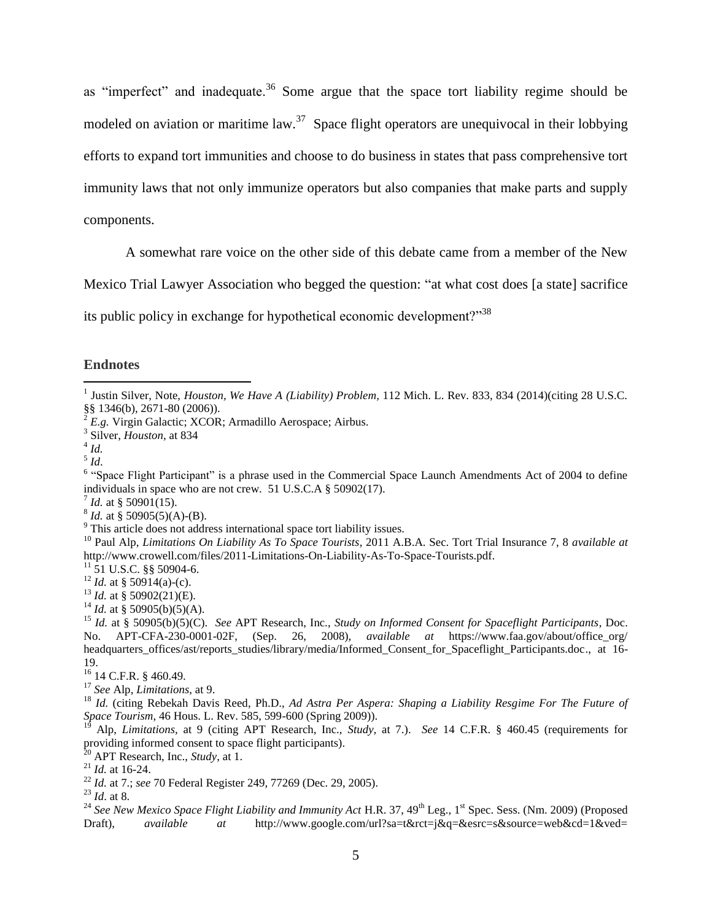as "imperfect" and inadequate.[36] Some argue that the space tort liability regime should be modeled on aviation or maritime law.[37] Space flight operators are unequivocal in their lobbying efforts to expand tort immunities and choose to do business in states that pass comprehensive tort immunity laws that not only immunize operators but also companies that make parts and supply components.

A somewhat rare voice on the other side of this debate came from a member of the New Mexico Trial Lawyer Association who begged the question: "at what cost does [a state] sacrifice its public policy in exchange for hypothetical economic development?"[38]

### Endnotes

[1] Justin Silver, Note, *Houston, We Have A (Liability) Problem*, 112 Mich. L. Rev. 833, 834 (2014)(citing 28 U.S.C. §§ 1346(b), 2671-80 (2006)).

[2] *E.g.* Virgin Galactic; XCOR; Armadillo Aerospace; Airbus.

[3] Silver, *Houston*, at 834

[4] *Id.*

[5] *Id*.

[6] "Space Flight Participant" is a phrase used in the Commercial Space Launch Amendments Act of 2004 to define individuals in space who are not crew. 51 U.S.C.A § 50902(17).

[7] *Id.* at § 50901(15).

[8] *Id.* at § 50905(5)(A)-(B).

[9] This article does not address international space tort liability issues.

[10] Paul Alp, *Limitations On Liability As To Space Tourists*, 2011 A.B.A. Sec. Tort Trial Insurance 7, 8 *available at* http://www.crowell.com/files/2011-Limitations-On-Liability-As-To-Space-Tourists.pdf.

[11] 51 U.S.C. §§ 50904-6.

[12] *Id.* at § 50914(a)-(c).

[13] *Id.* at § 50902(21)(E).

[14] *Id.* at § 50905(b)(5)(A).

[15] *Id.* at § 50905(b)(5)(C). *See* APT Research, Inc., *Study on Informed Consent for Spaceflight Participants*, Doc. No. APT-CFA-230-0001-02F, (Sep. 26, 2008), *available at* https://www.faa.gov/about/office_org/ headquarters_offices/ast/reports_studies/library/media/Informed_Consent_for_Spaceflight_Participants.doc., at 16-19.

[16] 14 C.F.R. § 460.49.

[17] *See* Alp, *Limitations*, at 9.

[18] *Id.* (citing Rebekah Davis Reed, Ph.D., *Ad Astra Per Aspera: Shaping a Liability Resgime For The Future of Space Tourism*, 46 Hous. L. Rev. 585, 599-600 (Spring 2009)).

[19] Alp, *Limitations*, at 9 (citing APT Research, Inc., *Study*, at 7.). *See* 14 C.F.R. § 460.45 (requirements for providing informed consent to space flight participants).

[20] APT Research, Inc., *Study*, at 1.

[21] *Id.* at 16-24.

[22] *Id.* at 7.; *see* 70 Federal Register 249, 77269 (Dec. 29, 2005).

[23] *Id*. at 8.

[24] *See New Mexico Space Flight Liability and Immunity Act* H.R. 37, 49th Leg., 1st Spec. Sess. (Nm. 2009) (Proposed Draft), *available at* http://www.google.com/url?sa=t&rct=j&q=&esrc=s&source=web&cd=1&ved=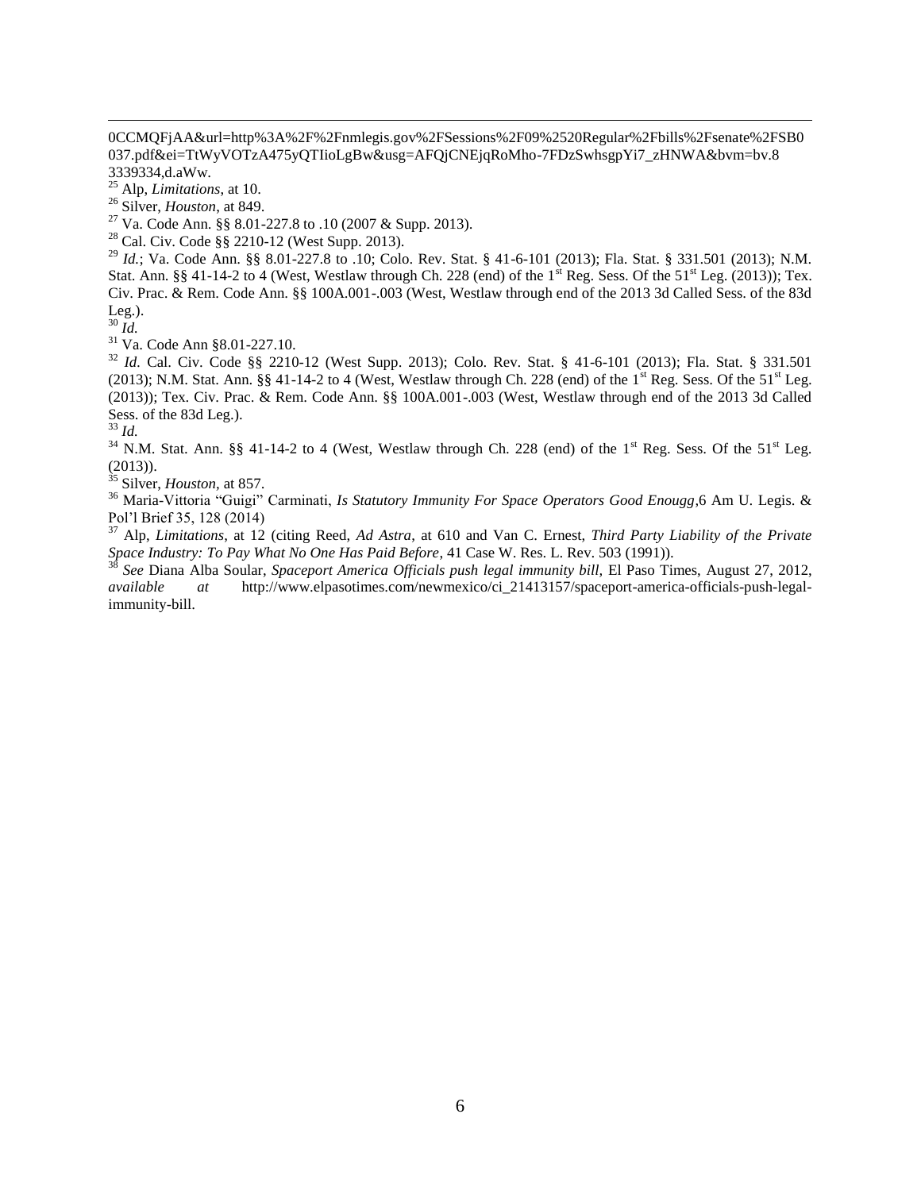0CCMQFjAA&url=http%3A%2F%2Fnmlegis.gov%2FSessions%2F09%2520Regular%2Fbills%2Fsenate%2FSB0037.pdf&ei=TtWyVOTzA475yQTIioLgBw&usg=AFQjCNEjqRoMho-7FDzSwhsgpYi7_zHNWA&bvm=bv.83339334,d.aWw.

[25] Alp, *Limitations*, at 10.

[26] Silver, *Houston*, at 849.

[27] Va. Code Ann. §§ 8.01-227.8 to .10 (2007 & Supp. 2013).

[28] Cal. Civ. Code §§ 2210-12 (West Supp. 2013).

[29] *Id.*; Va. Code Ann. §§ 8.01-227.8 to .10; Colo. Rev. Stat. § 41-6-101 (2013); Fla. Stat. § 331.501 (2013); N.M. Stat. Ann. §§ 41-14-2 to 4 (West, Westlaw through Ch. 228 (end) of the 1st Reg. Sess. Of the 51st Leg. (2013)); Tex. Civ. Prac. & Rem. Code Ann. §§ 100A.001-.003 (West, Westlaw through end of the 2013 3d Called Sess. of the 83d Leg.).

[30] *Id.*

[31] Va. Code Ann §8.01-227.10.

[32] *Id.* Cal. Civ. Code §§ 2210-12 (West Supp. 2013); Colo. Rev. Stat. § 41-6-101 (2013); Fla. Stat. § 331.501 (2013); N.M. Stat. Ann. §§ 41-14-2 to 4 (West, Westlaw through Ch. 228 (end) of the 1st Reg. Sess. Of the 51st Leg. (2013)); Tex. Civ. Prac. & Rem. Code Ann. §§ 100A.001-.003 (West, Westlaw through end of the 2013 3d Called Sess. of the 83d Leg.).

[33] *Id.*

[34] N.M. Stat. Ann. §§ 41-14-2 to 4 (West, Westlaw through Ch. 228 (end) of the 1st Reg. Sess. Of the 51st Leg. (2013)).

[35] Silver, *Houston*, at 857.

[36] Maria-Vittoria "Guigi" Carminati, *Is Statutory Immunity For Space Operators Good Enougg*,6 Am U. Legis. & Pol'l Brief 35, 128 (2014)

[37] Alp, *Limitations*, at 12 (citing Reed, *Ad Astra*, at 610 and Van C. Ernest, *Third Party Liability of the Private Space Industry: To Pay What No One Has Paid Before*, 41 Case W. Res. L. Rev. 503 (1991)).

[38] *See* Diana Alba Soular, *Spaceport America Officials push legal immunity bill*, El Paso Times, August 27, 2012, *available at* http://www.elpasotimes.com/newmexico/ci_21413157/spaceport-america-officials-push-legal-immunity-bill.